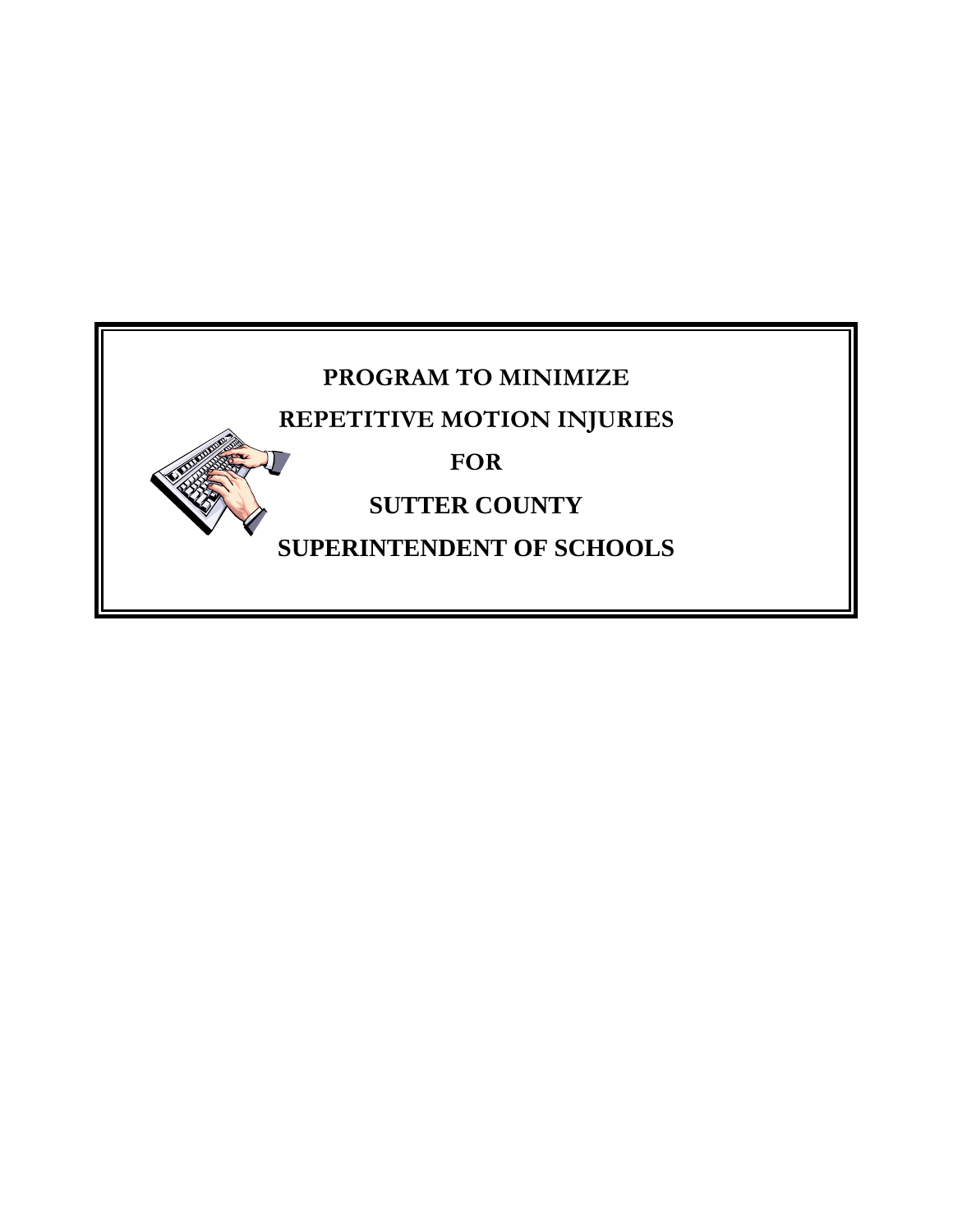# PROGRAM TO MINIMIZE

# REPETITIVE MOTION INJURIES

# FOR

# SUTTER COUNTY

# SUPERINTENDENT OF SCHOOLS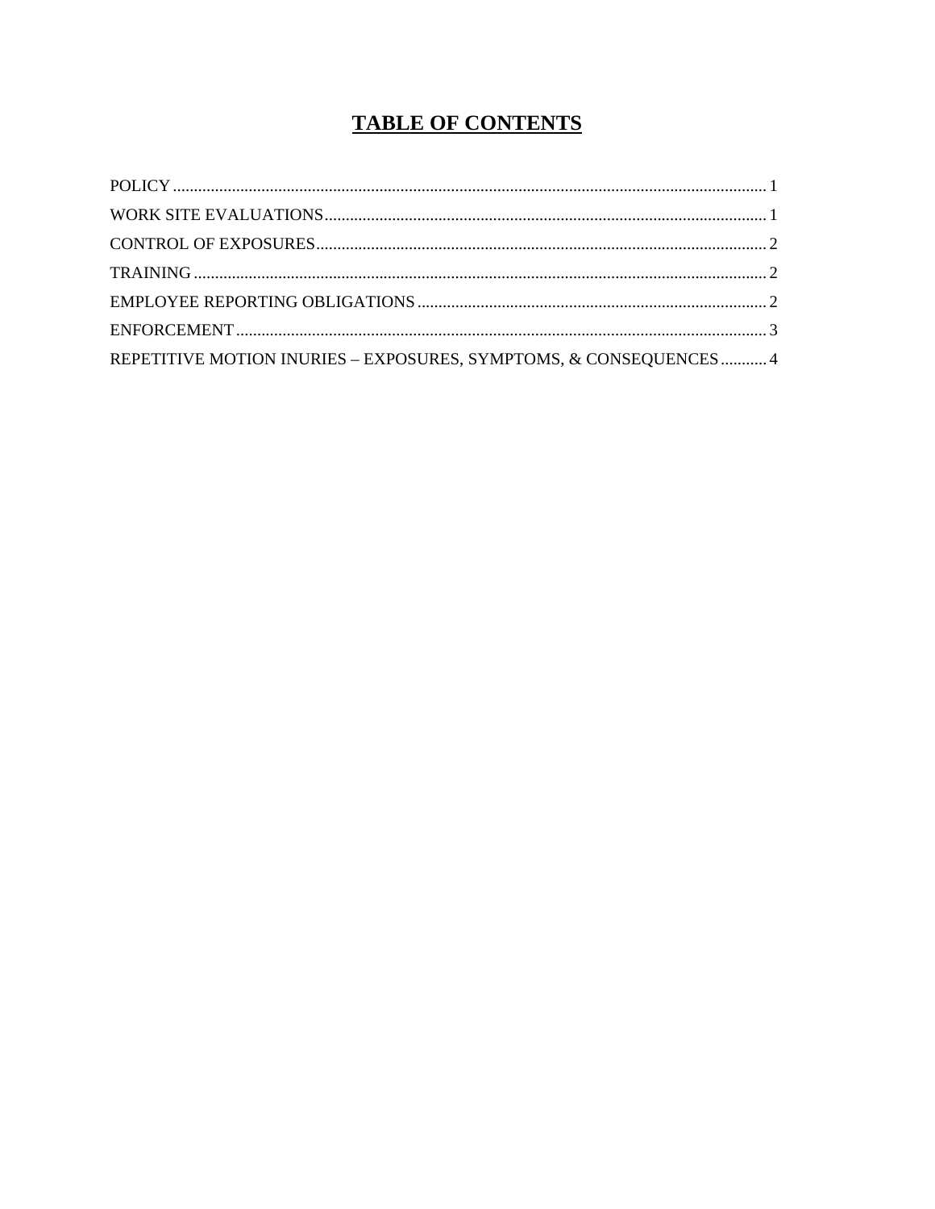# TABLE OF CONTENTS

POLICY ........................................................................................................................................... 1
WORK SITE EVALUATIONS ....................................................................................................... 1
CONTROL OF EXPOSURES .......................................................................................................... 2
TRAINING ....................................................................................................................................... 2
EMPLOYEE REPORTING OBLIGATIONS .................................................................................. 2
ENFORCEMENT ............................................................................................................................. 3
REPETITIVE MOTION INURIES – EXPOSURES, SYMPTOMS, & CONSEQUENCES ........... 4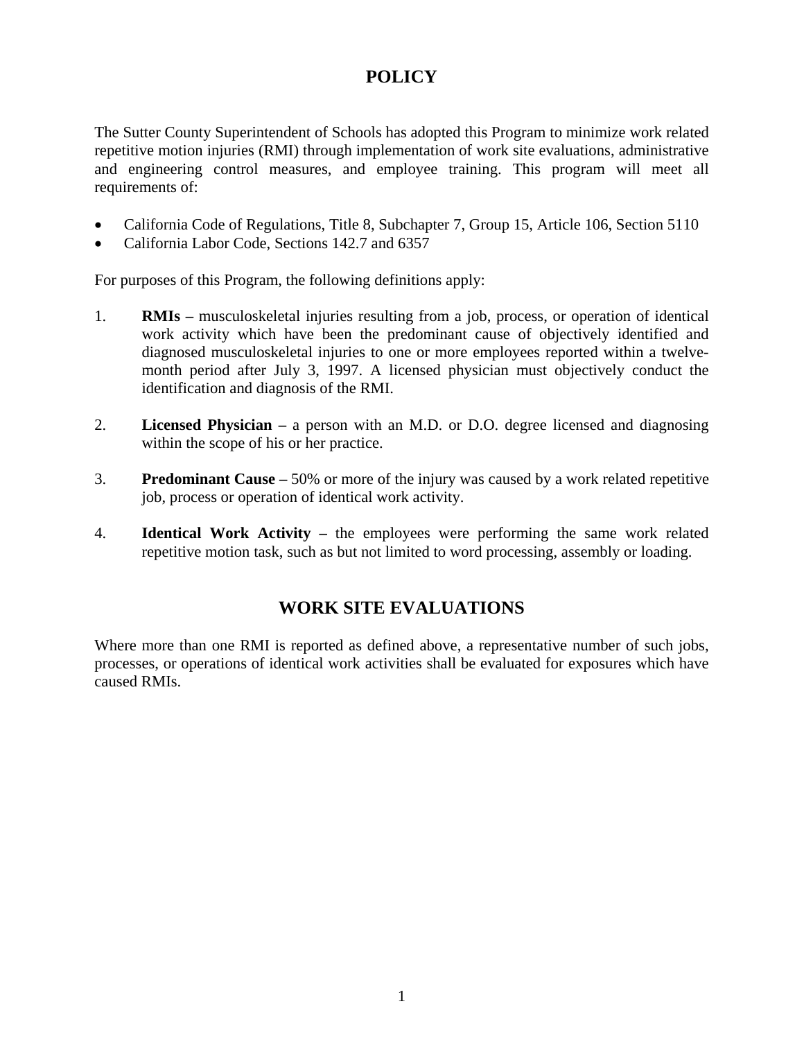# POLICY

The Sutter County Superintendent of Schools has adopted this Program to minimize work related repetitive motion injuries (RMI) through implementation of work site evaluations, administrative and engineering control measures, and employee training. This program will meet all requirements of:

- California Code of Regulations, Title 8, Subchapter 7, Group 15, Article 106, Section 5110
- California Labor Code, Sections 142.7 and 6357

For purposes of this Program, the following definitions apply:

1. **RMIs –** musculoskeletal injuries resulting from a job, process, or operation of identical work activity which have been the predominant cause of objectively identified and diagnosed musculoskeletal injuries to one or more employees reported within a twelve-month period after July 3, 1997. A licensed physician must objectively conduct the identification and diagnosis of the RMI.

2. **Licensed Physician –** a person with an M.D. or D.O. degree licensed and diagnosing within the scope of his or her practice.

3. **Predominant Cause –** 50% or more of the injury was caused by a work related repetitive job, process or operation of identical work activity.

4. **Identical Work Activity –** the employees were performing the same work related repetitive motion task, such as but not limited to word processing, assembly or loading.

# WORK SITE EVALUATIONS

Where more than one RMI is reported as defined above, a representative number of such jobs, processes, or operations of identical work activities shall be evaluated for exposures which have caused RMIs.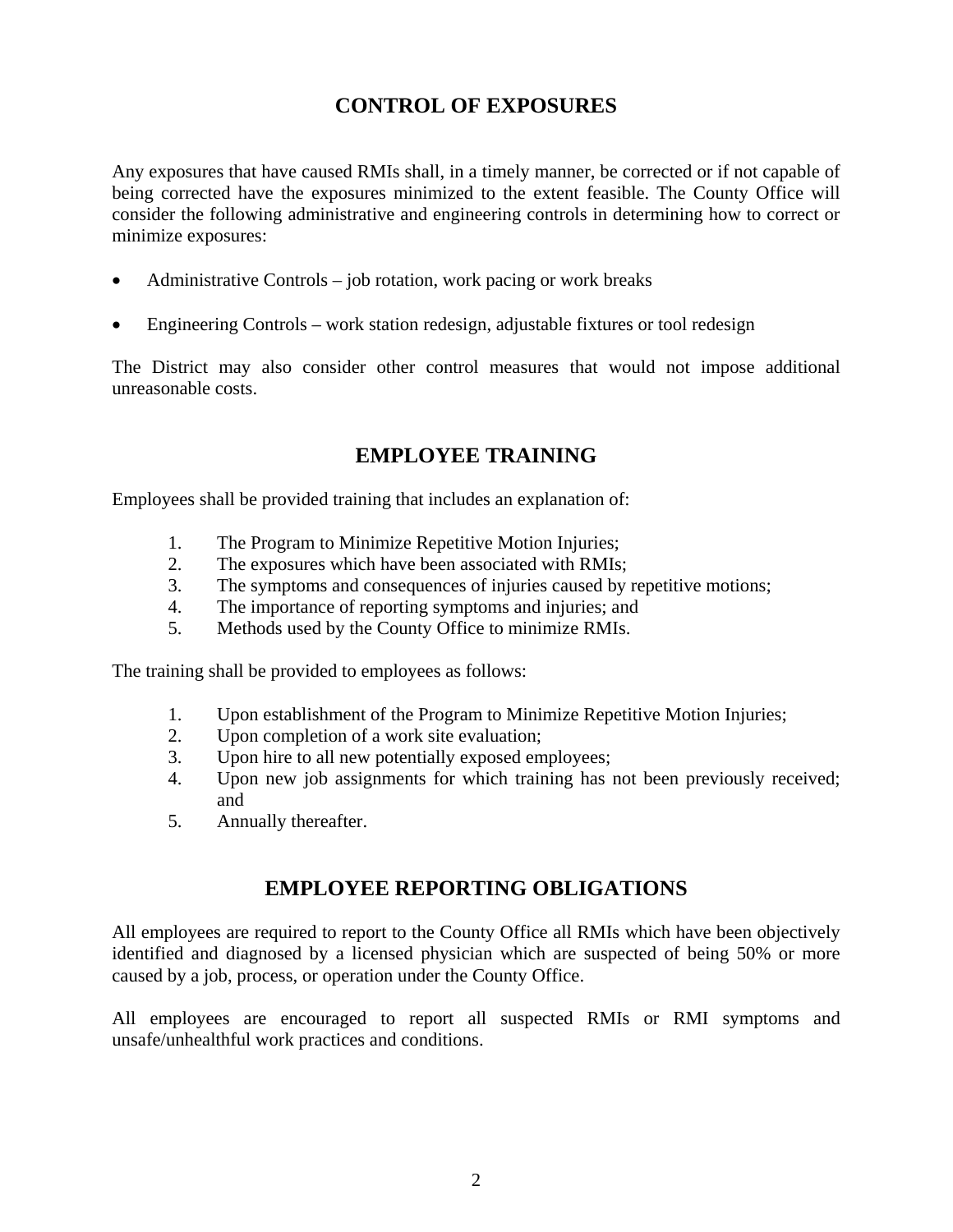## CONTROL OF EXPOSURES

Any exposures that have caused RMIs shall, in a timely manner, be corrected or if not capable of being corrected have the exposures minimized to the extent feasible. The County Office will consider the following administrative and engineering controls in determining how to correct or minimize exposures:

- Administrative Controls – job rotation, work pacing or work breaks
- Engineering Controls – work station redesign, adjustable fixtures or tool redesign

The District may also consider other control measures that would not impose additional unreasonable costs.

## EMPLOYEE TRAINING

Employees shall be provided training that includes an explanation of:

1. The Program to Minimize Repetitive Motion Injuries;
2. The exposures which have been associated with RMIs;
3. The symptoms and consequences of injuries caused by repetitive motions;
4. The importance of reporting symptoms and injuries; and
5. Methods used by the County Office to minimize RMIs.

The training shall be provided to employees as follows:

1. Upon establishment of the Program to Minimize Repetitive Motion Injuries;
2. Upon completion of a work site evaluation;
3. Upon hire to all new potentially exposed employees;
4. Upon new job assignments for which training has not been previously received; and
5. Annually thereafter.

## EMPLOYEE REPORTING OBLIGATIONS

All employees are required to report to the County Office all RMIs which have been objectively identified and diagnosed by a licensed physician which are suspected of being 50% or more caused by a job, process, or operation under the County Office.

All employees are encouraged to report all suspected RMIs or RMI symptoms and unsafe/unhealthful work practices and conditions.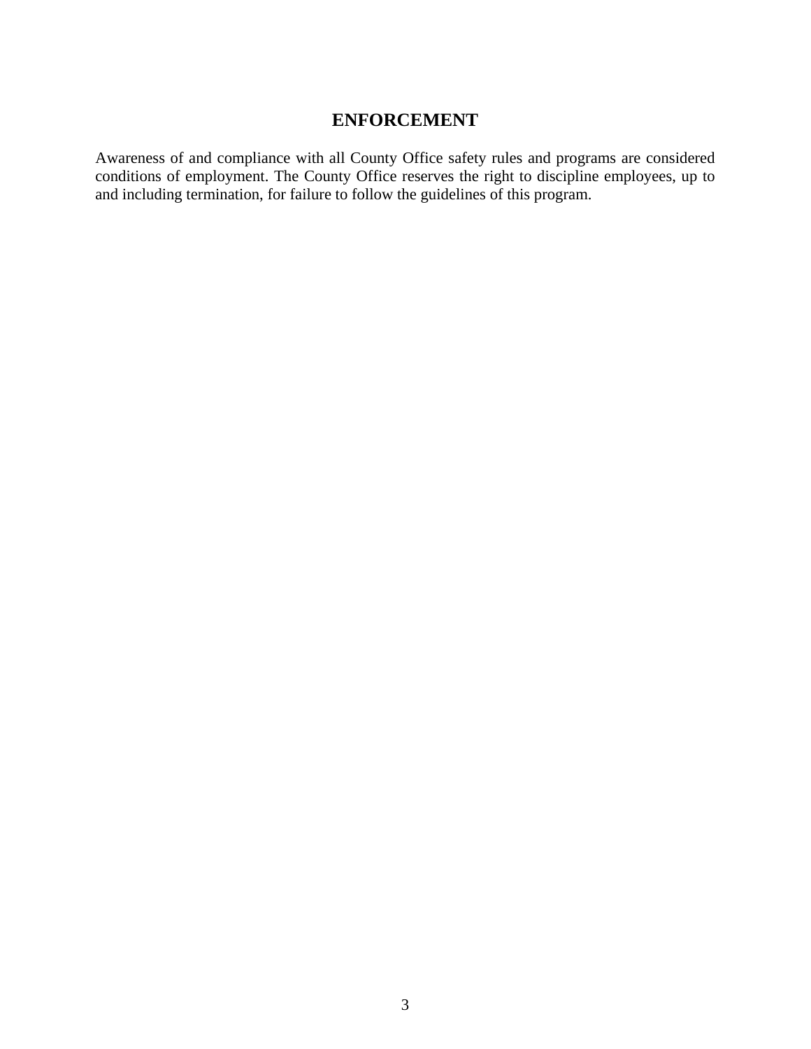# ENFORCEMENT

Awareness of and compliance with all County Office safety rules and programs are considered conditions of employment. The County Office reserves the right to discipline employees, up to and including termination, for failure to follow the guidelines of this program.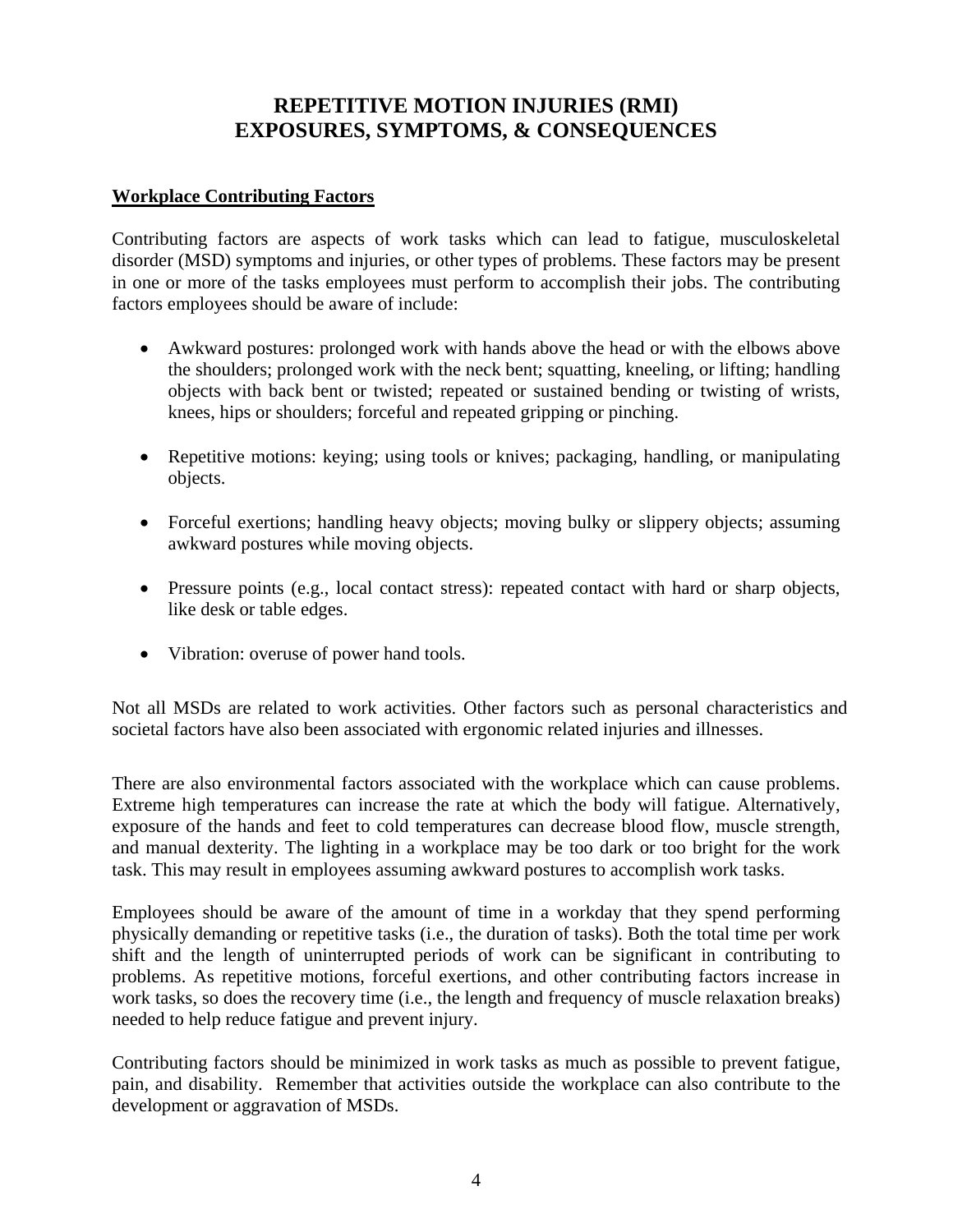# REPETITIVE MOTION INJURIES (RMI)
# EXPOSURES, SYMPTOMS, & CONSEQUENCES

## Workplace Contributing Factors

Contributing factors are aspects of work tasks which can lead to fatigue, musculoskeletal disorder (MSD) symptoms and injuries, or other types of problems. These factors may be present in one or more of the tasks employees must perform to accomplish their jobs. The contributing factors employees should be aware of include:

- Awkward postures: prolonged work with hands above the head or with the elbows above the shoulders; prolonged work with the neck bent; squatting, kneeling, or lifting; handling objects with back bent or twisted; repeated or sustained bending or twisting of wrists, knees, hips or shoulders; forceful and repeated gripping or pinching.

- Repetitive motions: keying; using tools or knives; packaging, handling, or manipulating objects.

- Forceful exertions; handling heavy objects; moving bulky or slippery objects; assuming awkward postures while moving objects.

- Pressure points (e.g., local contact stress): repeated contact with hard or sharp objects, like desk or table edges.

- Vibration: overuse of power hand tools.

Not all MSDs are related to work activities. Other factors such as personal characteristics and societal factors have also been associated with ergonomic related injuries and illnesses.

There are also environmental factors associated with the workplace which can cause problems. Extreme high temperatures can increase the rate at which the body will fatigue. Alternatively, exposure of the hands and feet to cold temperatures can decrease blood flow, muscle strength, and manual dexterity. The lighting in a workplace may be too dark or too bright for the work task. This may result in employees assuming awkward postures to accomplish work tasks.

Employees should be aware of the amount of time in a workday that they spend performing physically demanding or repetitive tasks (i.e., the duration of tasks). Both the total time per work shift and the length of uninterrupted periods of work can be significant in contributing to problems. As repetitive motions, forceful exertions, and other contributing factors increase in work tasks, so does the recovery time (i.e., the length and frequency of muscle relaxation breaks) needed to help reduce fatigue and prevent injury.

Contributing factors should be minimized in work tasks as much as possible to prevent fatigue, pain, and disability. Remember that activities outside the workplace can also contribute to the development or aggravation of MSDs.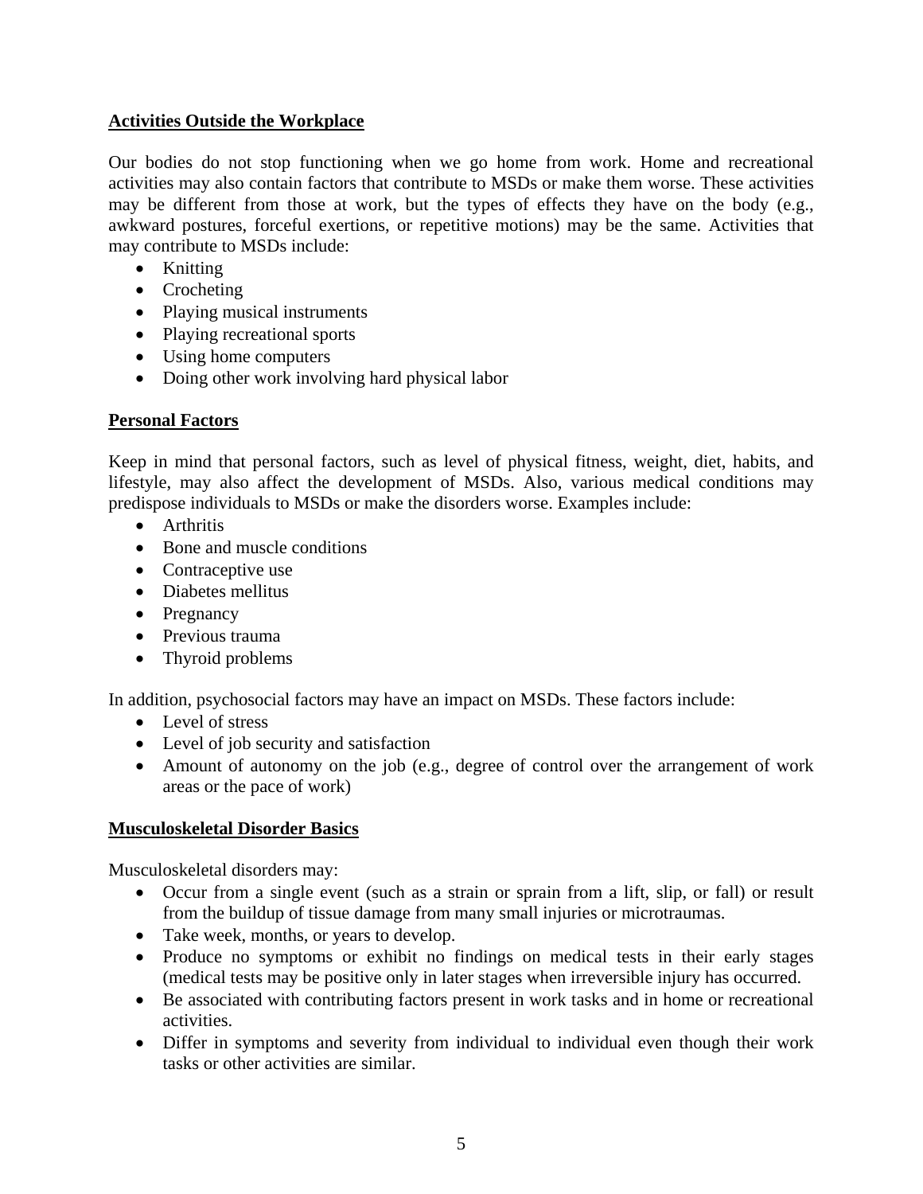**Activities Outside the Workplace**

Our bodies do not stop functioning when we go home from work. Home and recreational activities may also contain factors that contribute to MSDs or make them worse. These activities may be different from those at work, but the types of effects they have on the body (e.g., awkward postures, forceful exertions, or repetitive motions) may be the same. Activities that may contribute to MSDs include:

- Knitting
- Crocheting
- Playing musical instruments
- Playing recreational sports
- Using home computers
- Doing other work involving hard physical labor

**Personal Factors**

Keep in mind that personal factors, such as level of physical fitness, weight, diet, habits, and lifestyle, may also affect the development of MSDs. Also, various medical conditions may predispose individuals to MSDs or make the disorders worse. Examples include:

- Arthritis
- Bone and muscle conditions
- Contraceptive use
- Diabetes mellitus
- Pregnancy
- Previous trauma
- Thyroid problems

In addition, psychosocial factors may have an impact on MSDs. These factors include:

- Level of stress
- Level of job security and satisfaction
- Amount of autonomy on the job (e.g., degree of control over the arrangement of work areas or the pace of work)

**Musculoskeletal Disorder Basics**

Musculoskeletal disorders may:

- Occur from a single event (such as a strain or sprain from a lift, slip, or fall) or result from the buildup of tissue damage from many small injuries or microtraumas.
- Take week, months, or years to develop.
- Produce no symptoms or exhibit no findings on medical tests in their early stages (medical tests may be positive only in later stages when irreversible injury has occurred.
- Be associated with contributing factors present in work tasks and in home or recreational activities.
- Differ in symptoms and severity from individual to individual even though their work tasks or other activities are similar.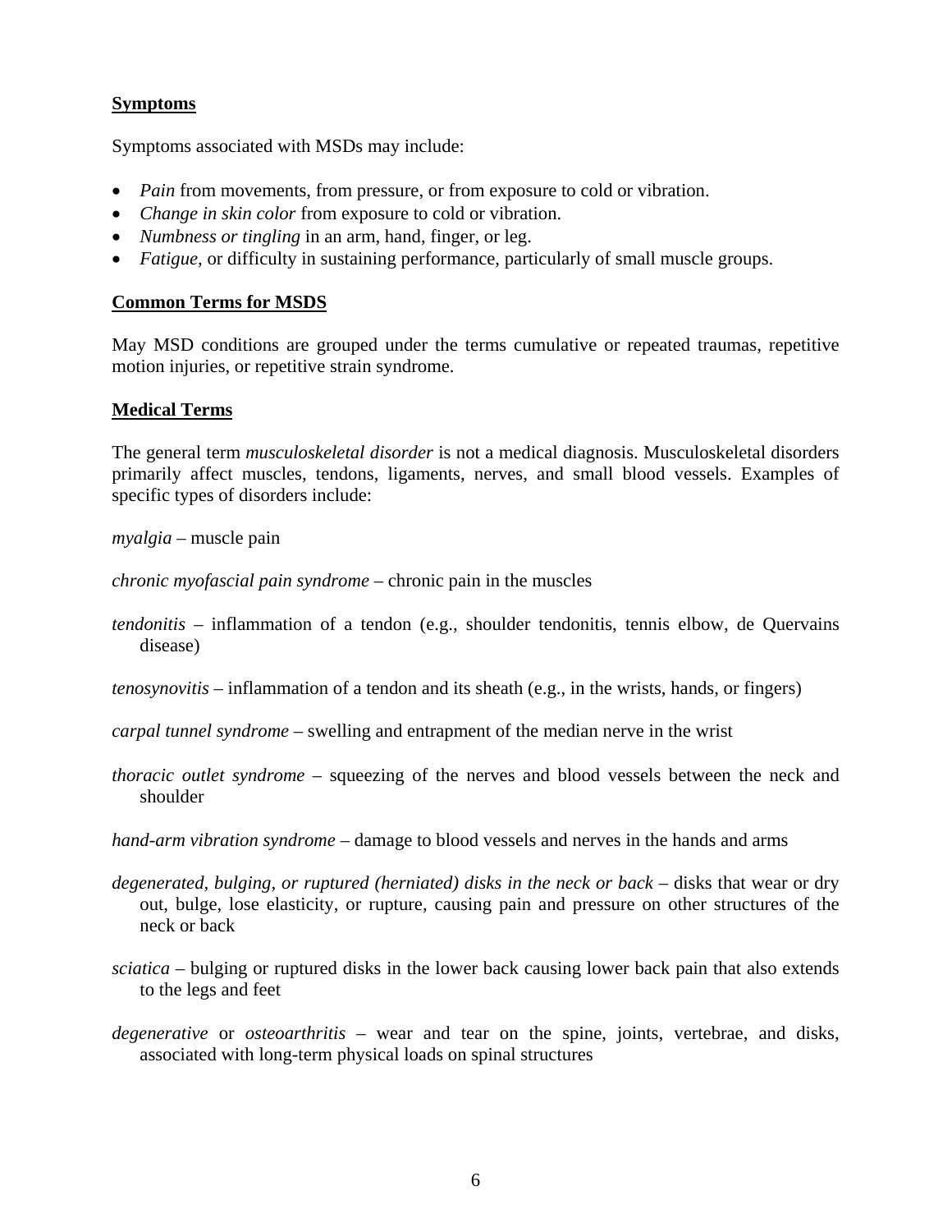**Symptoms**

Symptoms associated with MSDs may include:

- *Pain* from movements, from pressure, or from exposure to cold or vibration.
- *Change in skin color* from exposure to cold or vibration.
- *Numbness or tingling* in an arm, hand, finger, or leg.
- *Fatigue,* or difficulty in sustaining performance, particularly of small muscle groups.

**Common Terms for MSDS**

May MSD conditions are grouped under the terms cumulative or repeated traumas, repetitive motion injuries, or repetitive strain syndrome.

**Medical Terms**

The general term *musculoskeletal disorder* is not a medical diagnosis. Musculoskeletal disorders primarily affect muscles, tendons, ligaments, nerves, and small blood vessels. Examples of specific types of disorders include:

*myalgia* – muscle pain

*chronic myofascial pain syndrome* – chronic pain in the muscles

*tendonitis* – inflammation of a tendon (e.g., shoulder tendonitis, tennis elbow, de Quervains disease)

*tenosynovitis* – inflammation of a tendon and its sheath (e.g., in the wrists, hands, or fingers)

*carpal tunnel syndrome* – swelling and entrapment of the median nerve in the wrist

*thoracic outlet syndrome* – squeezing of the nerves and blood vessels between the neck and shoulder

*hand-arm vibration syndrome* – damage to blood vessels and nerves in the hands and arms

*degenerated, bulging, or ruptured (herniated) disks in the neck or back* – disks that wear or dry out, bulge, lose elasticity, or rupture, causing pain and pressure on other structures of the neck or back

*sciatica* – bulging or ruptured disks in the lower back causing lower back pain that also extends to the legs and feet

*degenerative* or *osteoarthritis* – wear and tear on the spine, joints, vertebrae, and disks, associated with long-term physical loads on spinal structures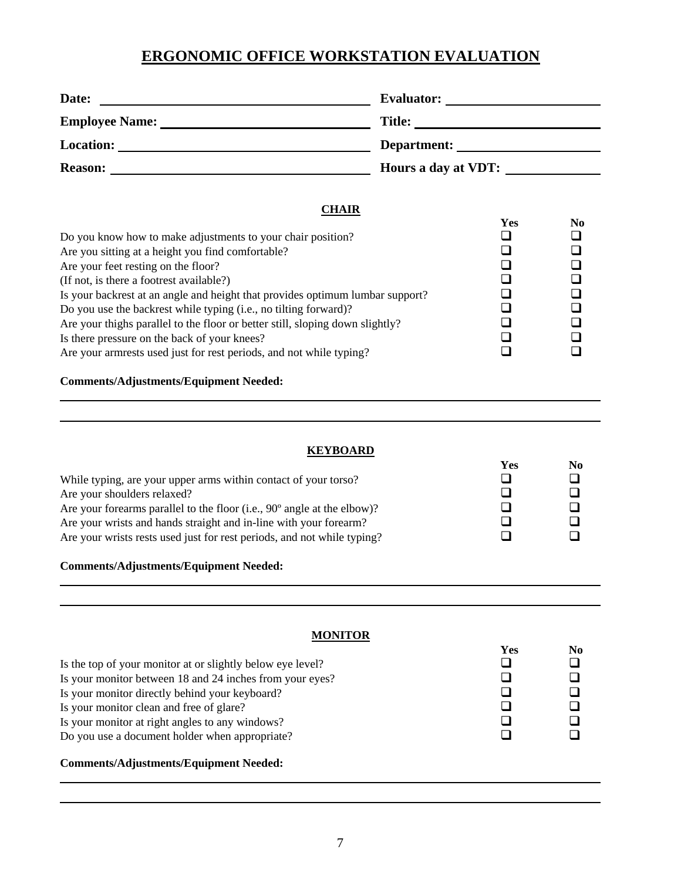# ERGONOMIC OFFICE WORKSTATION EVALUATION

**Date:** ____________________ **Evaluator:** ____________________

**Employee Name:** ____________________ **Title:** ____________________

**Location:** ____________________ **Department:** ____________________

**Reason:** ____________________ **Hours a day at VDT:** ____________________

## CHAIR

| | Yes | No |
|---|---|---|
| Do you know how to make adjustments to your chair position? | ❑ | ❑ |
| Are you sitting at a height you find comfortable? | ❑ | ❑ |
| Are your feet resting on the floor? | ❑ | ❑ |
| (If not, is there a footrest available?) | ❑ | ❑ |
| Is your backrest at an angle and height that provides optimum lumbar support? | ❑ | ❑ |
| Do you use the backrest while typing (i.e., no tilting forward)? | ❑ | ❑ |
| Are your thighs parallel to the floor or better still, sloping down slightly? | ❑ | ❑ |
| Is there pressure on the back of your knees? | ❑ | ❑ |
| Are your armrests used just for rest periods, and not while typing? | ❑ | ❑ |

**Comments/Adjustments/Equipment Needed:**

______________________________________________________________________

______________________________________________________________________

## KEYBOARD

| | Yes | No |
|---|---|---|
| While typing, are your upper arms within contact of your torso? | ❑ | ❑ |
| Are your shoulders relaxed? | ❑ | ❑ |
| Are your forearms parallel to the floor (i.e., 90º angle at the elbow)? | ❑ | ❑ |
| Are your wrists and hands straight and in-line with your forearm? | ❑ | ❑ |
| Are your wrists rests used just for rest periods, and not while typing? | ❑ | ❑ |

**Comments/Adjustments/Equipment Needed:**

______________________________________________________________________

______________________________________________________________________

## MONITOR

| | Yes | No |
|---|---|---|
| Is the top of your monitor at or slightly below eye level? | ❑ | ❑ |
| Is your monitor between 18 and 24 inches from your eyes? | ❑ | ❑ |
| Is your monitor directly behind your keyboard? | ❑ | ❑ |
| Is your monitor clean and free of glare? | ❑ | ❑ |
| Is your monitor at right angles to any windows? | ❑ | ❑ |
| Do you use a document holder when appropriate? | ❑ | ❑ |

**Comments/Adjustments/Equipment Needed:**

______________________________________________________________________

______________________________________________________________________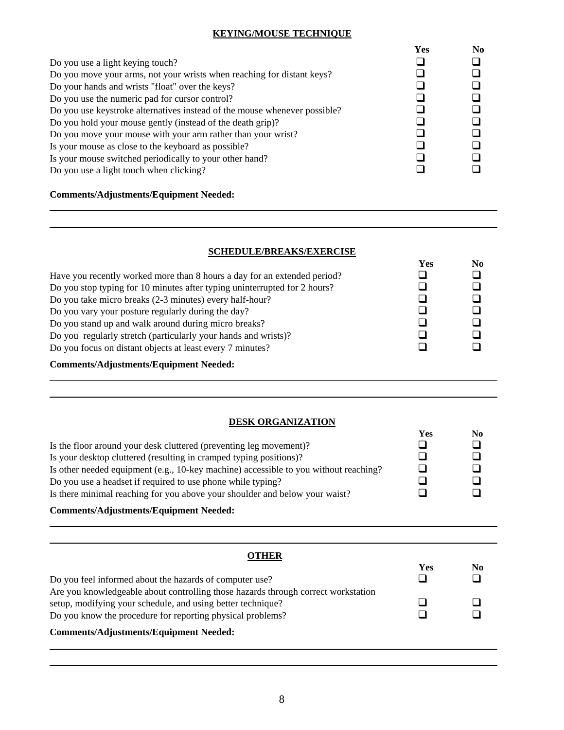## KEYING/MOUSE TECHNIQUE

| | Yes | No |
|---|---|---|
| Do you use a light keying touch? | ❑ | ❑ |
| Do you move your arms, not your wrists when reaching for distant keys? | ❑ | ❑ |
| Do your hands and wrists "float" over the keys? | ❑ | ❑ |
| Do you use the numeric pad for cursor control? | ❑ | ❑ |
| Do you use keystroke alternatives instead of the mouse whenever possible? | ❑ | ❑ |
| Do you hold your mouse gently (instead of the death grip)? | ❑ | ❑ |
| Do you move your mouse with your arm rather than your wrist? | ❑ | ❑ |
| Is your mouse as close to the keyboard as possible? | ❑ | ❑ |
| Is your mouse switched periodically to your other hand? | ❑ | ❑ |
| Do you use a light touch when clicking? | ❑ | ❑ |

**Comments/Adjustments/Equipment Needed:**

_______________________________________________

_______________________________________________

## SCHEDULE/BREAKS/EXERCISE

| | Yes | No |
|---|---|---|
| Have you recently worked more than 8 hours a day for an extended period? | ❑ | ❑ |
| Do you stop typing for 10 minutes after typing uninterrupted for 2 hours? | ❑ | ❑ |
| Do you take micro breaks (2-3 minutes) every half-hour? | ❑ | ❑ |
| Do you vary your posture regularly during the day? | ❑ | ❑ |
| Do you stand up and walk around during micro breaks? | ❑ | ❑ |
| Do you regularly stretch (particularly your hands and wrists)? | ❑ | ❑ |
| Do you focus on distant objects at least every 7 minutes? | ❑ | ❑ |

**Comments/Adjustments/Equipment Needed:**

_______________________________________________

_______________________________________________

## DESK ORGANIZATION

| | Yes | No |
|---|---|---|
| Is the floor around your desk cluttered (preventing leg movement)? | ❑ | ❑ |
| Is your desktop cluttered (resulting in cramped typing positions)? | ❑ | ❑ |
| Is other needed equipment (e.g., 10-key machine) accessible to you without reaching? | ❑ | ❑ |
| Do you use a headset if required to use phone while typing? | ❑ | ❑ |
| Is there minimal reaching for you above your shoulder and below your waist? | ❑ | ❑ |

**Comments/Adjustments/Equipment Needed:**

_______________________________________________

_______________________________________________

## OTHER

| | Yes | No |
|---|---|---|
| Do you feel informed about the hazards of computer use? | ❑ | ❑ |
| Are you knowledgeable about controlling those hazards through correct workstation setup, modifying your schedule, and using better technique? | ❑ | ❑ |
| Do you know the procedure for reporting physical problems? | ❑ | ❑ |

**Comments/Adjustments/Equipment Needed:**

_______________________________________________

_______________________________________________